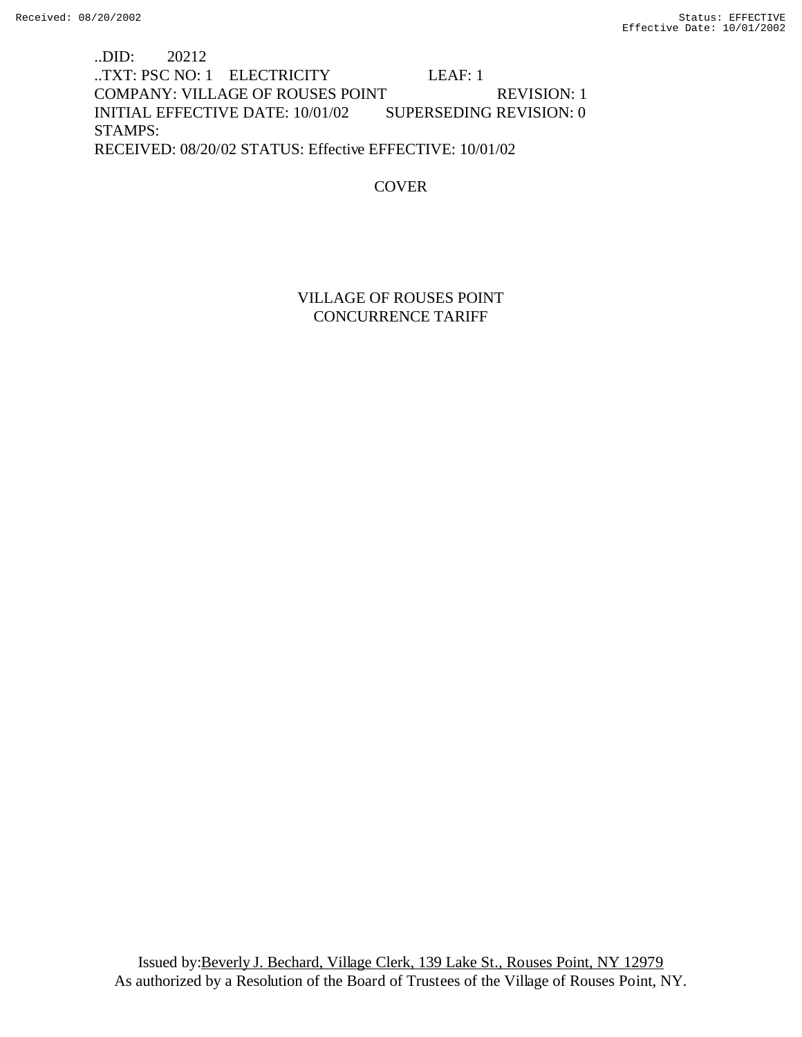..DID: 20212
..TXT: PSC NO: 1 ELECTRICITY LEAF: 1
COMPANY: VILLAGE OF ROUSES POINT REVISION: 1
INITIAL EFFECTIVE DATE: 10/01/02 SUPERSEDING REVISION: 0
STAMPS:
RECEIVED: 08/20/02 STATUS: Effective EFFECTIVE: 10/01/02

COVER

# VILLAGE OF ROUSES POINT
# CONCURRENCE TARIFF

Issued by: Beverly J. Bechard, Village Clerk, 139 Lake St., Rouses Point, NY 12979
As authorized by a Resolution of the Board of Trustees of the Village of Rouses Point, NY.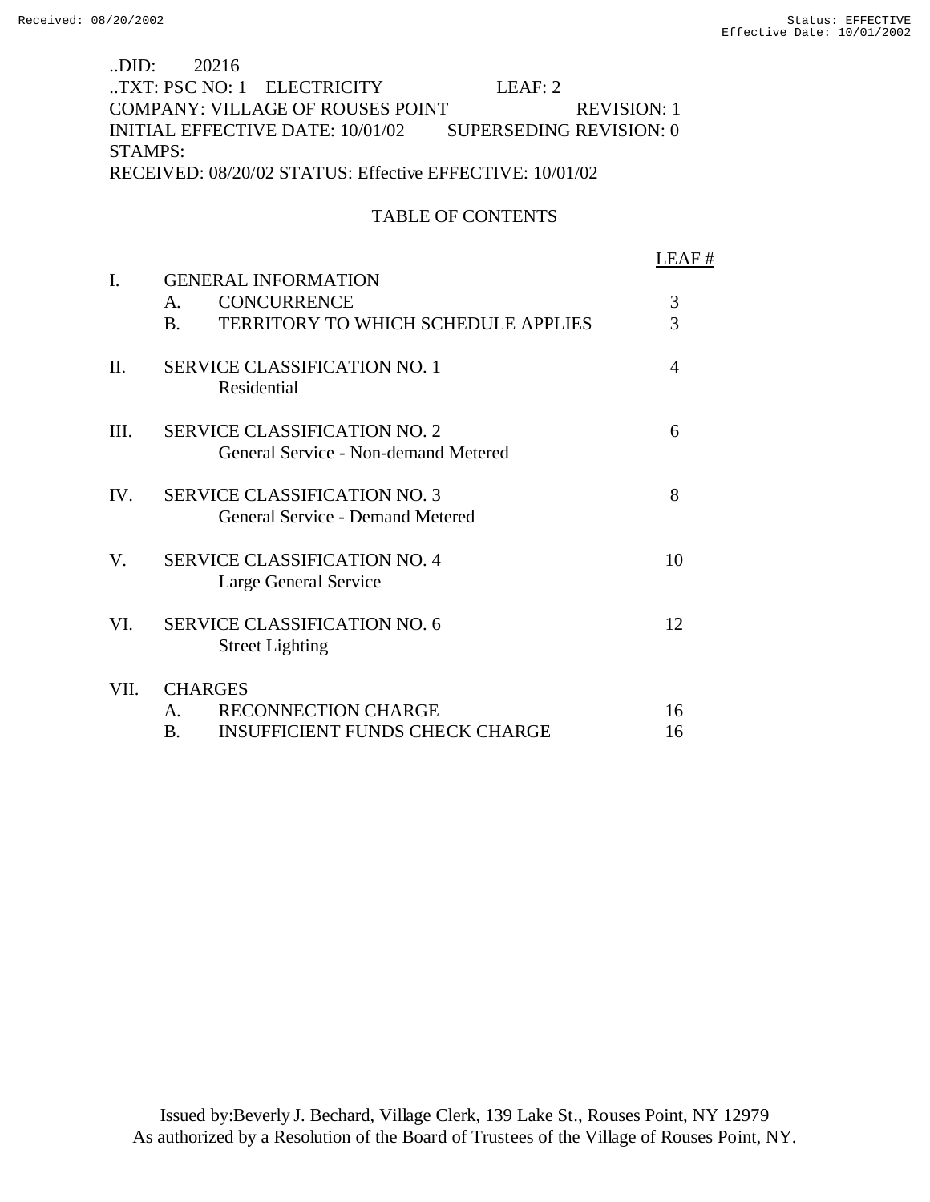..DID: 20216
..TXT: PSC NO: 1 ELECTRICITY LEAF: 2
COMPANY: VILLAGE OF ROUSES POINT REVISION: 1
INITIAL EFFECTIVE DATE: 10/01/02 SUPERSEDING REVISION: 0
STAMPS:
RECEIVED: 08/20/02 STATUS: Effective EFFECTIVE: 10/01/02

## TABLE OF CONTENTS

| | | | LEAF # |
|---|---|---|---|
| I. | GENERAL INFORMATION | | |
| | A. | CONCURRENCE | 3 |
| | B. | TERRITORY TO WHICH SCHEDULE APPLIES | 3 |
| II. | SERVICE CLASSIFICATION NO. 1<br>Residential | | 4 |
| III. | SERVICE CLASSIFICATION NO. 2<br>General Service - Non-demand Metered | | 6 |
| IV. | SERVICE CLASSIFICATION NO. 3<br>General Service - Demand Metered | | 8 |
| V. | SERVICE CLASSIFICATION NO. 4<br>Large General Service | | 10 |
| VI. | SERVICE CLASSIFICATION NO. 6<br>Street Lighting | | 12 |
| VII. | CHARGES | | |
| | A. | RECONNECTION CHARGE | 16 |
| | B. | INSUFFICIENT FUNDS CHECK CHARGE | 16 |

Issued by: Beverly J. Bechard, Village Clerk, 139 Lake St., Rouses Point, NY 12979
As authorized by a Resolution of the Board of Trustees of the Village of Rouses Point, NY.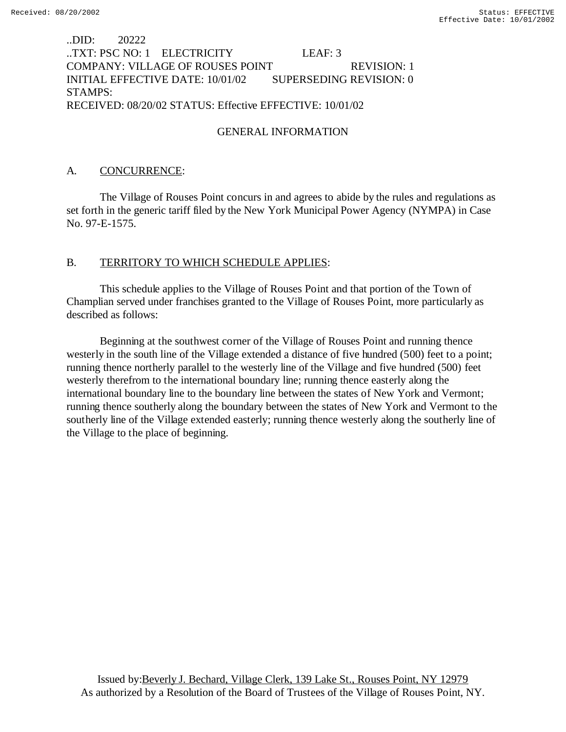..DID: 20222
..TXT: PSC NO: 1 ELECTRICITY LEAF: 3
COMPANY: VILLAGE OF ROUSES POINT REVISION: 1
INITIAL EFFECTIVE DATE: 10/01/02 SUPERSEDING REVISION: 0
STAMPS:
RECEIVED: 08/20/02 STATUS: Effective EFFECTIVE: 10/01/02

## GENERAL INFORMATION

A. CONCURRENCE:

The Village of Rouses Point concurs in and agrees to abide by the rules and regulations as set forth in the generic tariff filed by the New York Municipal Power Agency (NYMPA) in Case No. 97-E-1575.

B. TERRITORY TO WHICH SCHEDULE APPLIES:

This schedule applies to the Village of Rouses Point and that portion of the Town of Champlian served under franchises granted to the Village of Rouses Point, more particularly as described as follows:

Beginning at the southwest corner of the Village of Rouses Point and running thence westerly in the south line of the Village extended a distance of five hundred (500) feet to a point; running thence northerly parallel to the westerly line of the Village and five hundred (500) feet westerly therefrom to the international boundary line; running thence easterly along the international boundary line to the boundary line between the states of New York and Vermont; running thence southerly along the boundary between the states of New York and Vermont to the southerly line of the Village extended easterly; running thence westerly along the southerly line of the Village to the place of beginning.

Issued by: Beverly J. Bechard, Village Clerk, 139 Lake St., Rouses Point, NY 12979
As authorized by a Resolution of the Board of Trustees of the Village of Rouses Point, NY.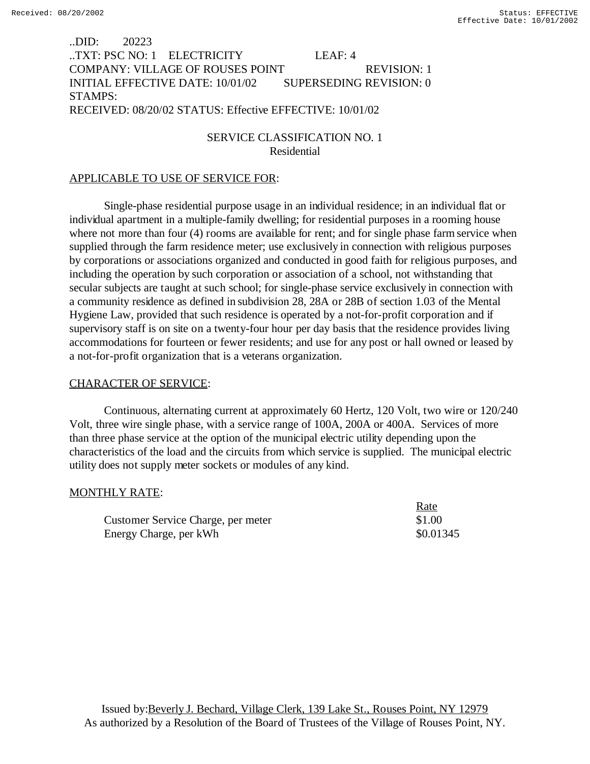..DID: 20223
..TXT: PSC NO: 1 ELECTRICITY LEAF: 4
COMPANY: VILLAGE OF ROUSES POINT REVISION: 1
INITIAL EFFECTIVE DATE: 10/01/02 SUPERSEDING REVISION: 0
STAMPS:
RECEIVED: 08/20/02 STATUS: Effective EFFECTIVE: 10/01/02

## SERVICE CLASSIFICATION NO. 1
### Residential

APPLICABLE TO USE OF SERVICE FOR:

Single-phase residential purpose usage in an individual residence; in an individual flat or individual apartment in a multiple-family dwelling; for residential purposes in a rooming house where not more than four (4) rooms are available for rent; and for single phase farm service when supplied through the farm residence meter; use exclusively in connection with religious purposes by corporations or associations organized and conducted in good faith for religious purposes, and including the operation by such corporation or association of a school, not withstanding that secular subjects are taught at such school; for single-phase service exclusively in connection with a community residence as defined in subdivision 28, 28A or 28B of section 1.03 of the Mental Hygiene Law, provided that such residence is operated by a not-for-profit corporation and if supervisory staff is on site on a twenty-four hour per day basis that the residence provides living accommodations for fourteen or fewer residents; and use for any post or hall owned or leased by a not-for-profit organization that is a veterans organization.

CHARACTER OF SERVICE:

Continuous, alternating current at approximately 60 Hertz, 120 Volt, two wire or 120/240 Volt, three wire single phase, with a service range of 100A, 200A or 400A. Services of more than three phase service at the option of the municipal electric utility depending upon the characteristics of the load and the circuits from which service is supplied. The municipal electric utility does not supply meter sockets or modules of any kind.

MONTHLY RATE:

| | Rate |
|---|---|
| Customer Service Charge, per meter | $1.00 |
| Energy Charge, per kWh | $0.01345 |

Issued by: Beverly J. Bechard, Village Clerk, 139 Lake St., Rouses Point, NY 12979
As authorized by a Resolution of the Board of Trustees of the Village of Rouses Point, NY.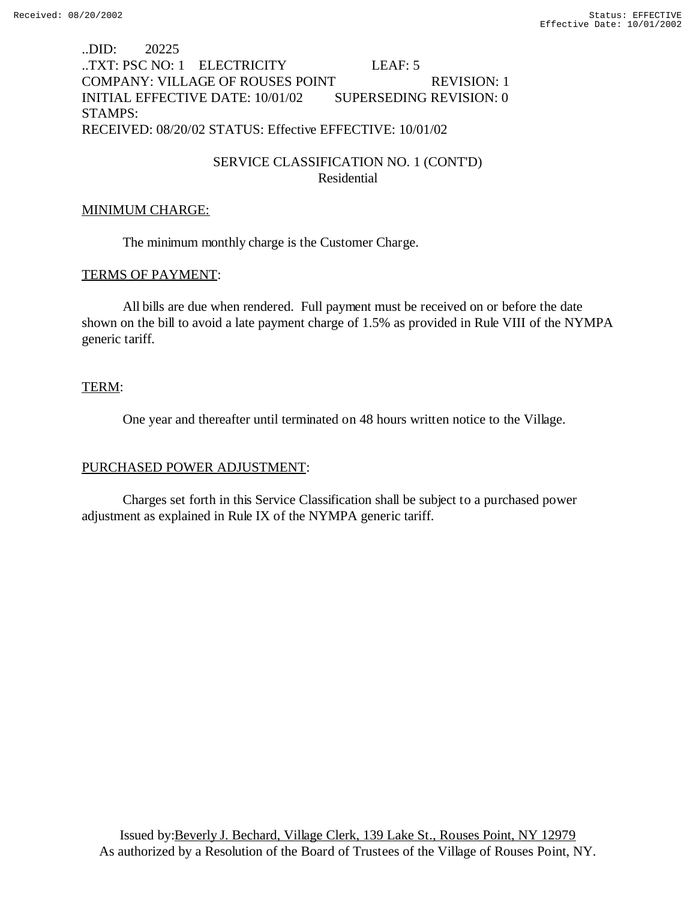..DID: 20225
..TXT: PSC NO: 1 ELECTRICITY LEAF: 5
COMPANY: VILLAGE OF ROUSES POINT REVISION: 1
INITIAL EFFECTIVE DATE: 10/01/02 SUPERSEDING REVISION: 0
STAMPS:
RECEIVED: 08/20/02 STATUS: Effective EFFECTIVE: 10/01/02

## SERVICE CLASSIFICATION NO. 1 (CONT'D)
### Residential

MINIMUM CHARGE:

The minimum monthly charge is the Customer Charge.

TERMS OF PAYMENT:

All bills are due when rendered. Full payment must be received on or before the date shown on the bill to avoid a late payment charge of 1.5% as provided in Rule VIII of the NYMPA generic tariff.

TERM:

One year and thereafter until terminated on 48 hours written notice to the Village.

PURCHASED POWER ADJUSTMENT:

Charges set forth in this Service Classification shall be subject to a purchased power adjustment as explained in Rule IX of the NYMPA generic tariff.

Issued by: Beverly J. Bechard, Village Clerk, 139 Lake St., Rouses Point, NY 12979
As authorized by a Resolution of the Board of Trustees of the Village of Rouses Point, NY.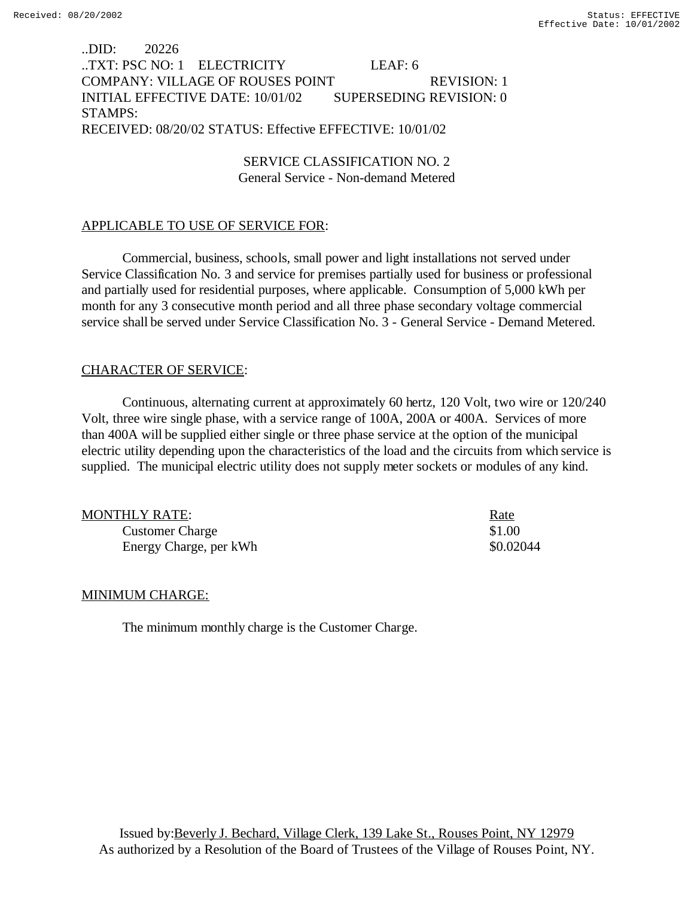..DID: 20226
..TXT: PSC NO: 1 ELECTRICITY LEAF: 6
COMPANY: VILLAGE OF ROUSES POINT REVISION: 1
INITIAL EFFECTIVE DATE: 10/01/02 SUPERSEDING REVISION: 0
STAMPS:
RECEIVED: 08/20/02 STATUS: Effective EFFECTIVE: 10/01/02

## SERVICE CLASSIFICATION NO. 2
General Service - Non-demand Metered

APPLICABLE TO USE OF SERVICE FOR:

Commercial, business, schools, small power and light installations not served under Service Classification No. 3 and service for premises partially used for business or professional and partially used for residential purposes, where applicable. Consumption of 5,000 kWh per month for any 3 consecutive month period and all three phase secondary voltage commercial service shall be served under Service Classification No. 3 - General Service - Demand Metered.

CHARACTER OF SERVICE:

Continuous, alternating current at approximately 60 hertz, 120 Volt, two wire or 120/240 Volt, three wire single phase, with a service range of 100A, 200A or 400A. Services of more than 400A will be supplied either single or three phase service at the option of the municipal electric utility depending upon the characteristics of the load and the circuits from which service is supplied. The municipal electric utility does not supply meter sockets or modules of any kind.

| MONTHLY RATE: | Rate |
|---|---|
| Customer Charge | $1.00 |
| Energy Charge, per kWh | $0.02044 |

MINIMUM CHARGE:

The minimum monthly charge is the Customer Charge.

Issued by: Beverly J. Bechard, Village Clerk, 139 Lake St., Rouses Point, NY 12979
As authorized by a Resolution of the Board of Trustees of the Village of Rouses Point, NY.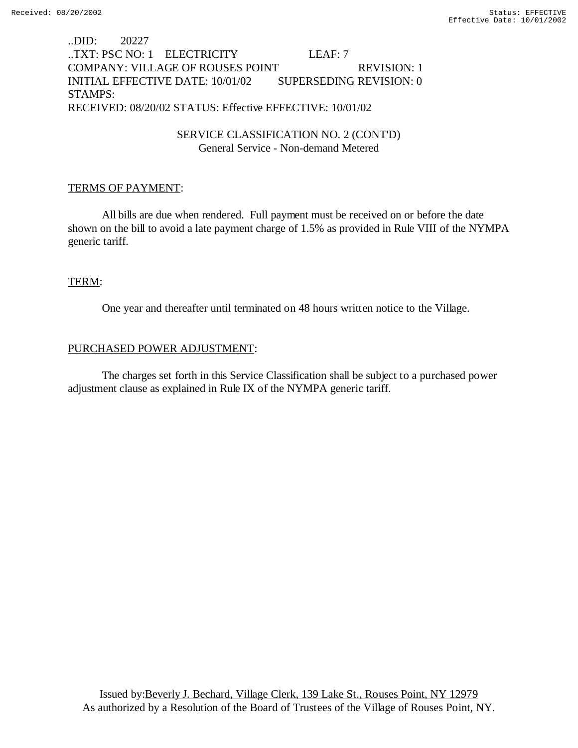..DID: 20227
..TXT: PSC NO: 1 ELECTRICITY LEAF: 7
COMPANY: VILLAGE OF ROUSES POINT REVISION: 1
INITIAL EFFECTIVE DATE: 10/01/02 SUPERSEDING REVISION: 0
STAMPS:
RECEIVED: 08/20/02 STATUS: Effective EFFECTIVE: 10/01/02

SERVICE CLASSIFICATION NO. 2 (CONT'D)
General Service - Non-demand Metered

TERMS OF PAYMENT:

All bills are due when rendered. Full payment must be received on or before the date shown on the bill to avoid a late payment charge of 1.5% as provided in Rule VIII of the NYMPA generic tariff.

TERM:

One year and thereafter until terminated on 48 hours written notice to the Village.

PURCHASED POWER ADJUSTMENT:

The charges set forth in this Service Classification shall be subject to a purchased power adjustment clause as explained in Rule IX of the NYMPA generic tariff.

Issued by: Beverly J. Bechard, Village Clerk, 139 Lake St., Rouses Point, NY 12979
As authorized by a Resolution of the Board of Trustees of the Village of Rouses Point, NY.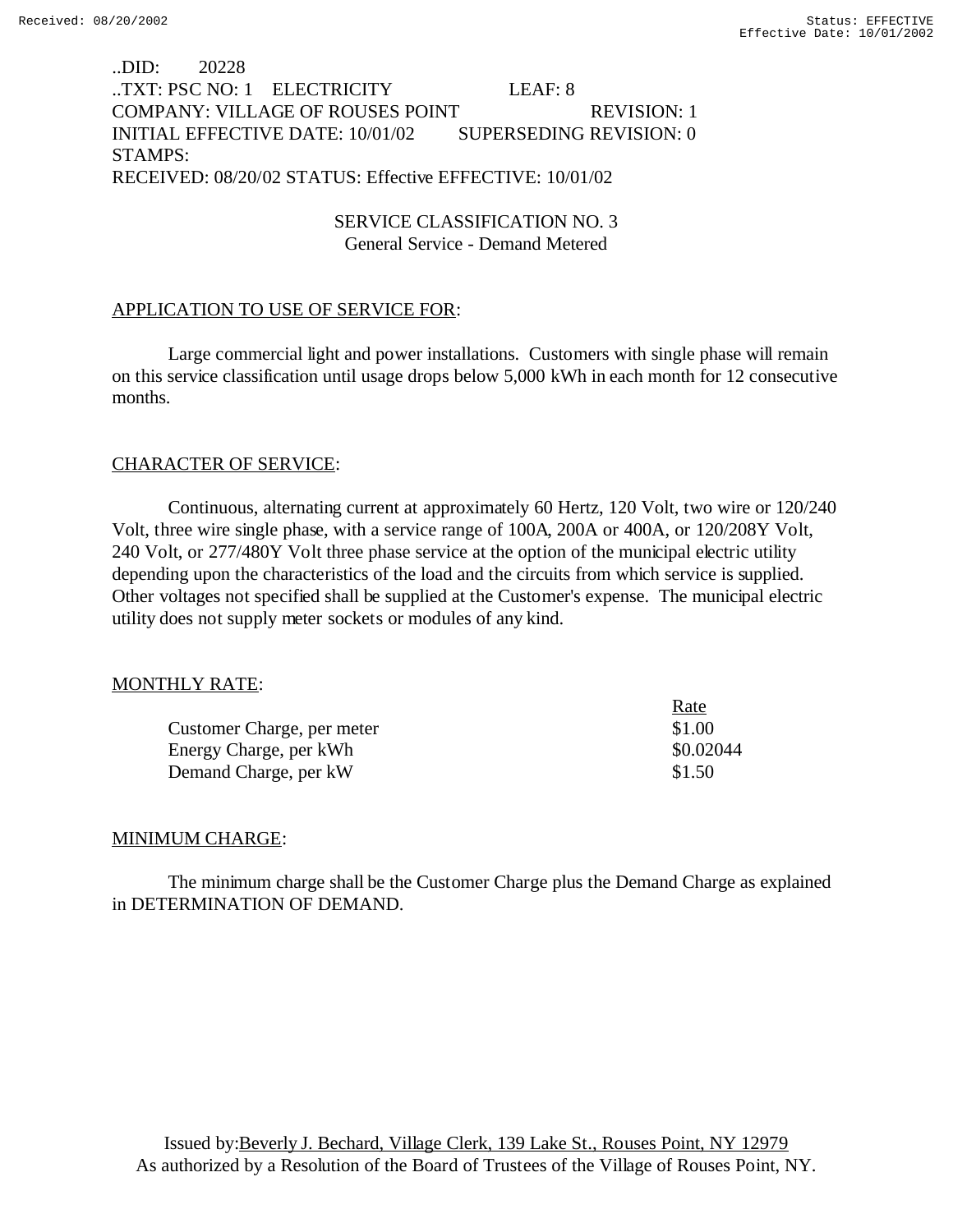..DID: 20228
..TXT: PSC NO: 1 ELECTRICITY LEAF: 8
COMPANY: VILLAGE OF ROUSES POINT REVISION: 1
INITIAL EFFECTIVE DATE: 10/01/02 SUPERSEDING REVISION: 0
STAMPS:
RECEIVED: 08/20/02 STATUS: Effective EFFECTIVE: 10/01/02

## SERVICE CLASSIFICATION NO. 3
### General Service - Demand Metered

APPLICATION TO USE OF SERVICE FOR:

Large commercial light and power installations. Customers with single phase will remain on this service classification until usage drops below 5,000 kWh in each month for 12 consecutive months.

CHARACTER OF SERVICE:

Continuous, alternating current at approximately 60 Hertz, 120 Volt, two wire or 120/240 Volt, three wire single phase, with a service range of 100A, 200A or 400A, or 120/208Y Volt, 240 Volt, or 277/480Y Volt three phase service at the option of the municipal electric utility depending upon the characteristics of the load and the circuits from which service is supplied. Other voltages not specified shall be supplied at the Customer's expense. The municipal electric utility does not supply meter sockets or modules of any kind.

MONTHLY RATE:

| | Rate |
|---|---|
| Customer Charge, per meter | $1.00 |
| Energy Charge, per kWh | $0.02044 |
| Demand Charge, per kW | $1.50 |

MINIMUM CHARGE:

The minimum charge shall be the Customer Charge plus the Demand Charge as explained in DETERMINATION OF DEMAND.

Issued by: Beverly J. Bechard, Village Clerk, 139 Lake St., Rouses Point, NY 12979
As authorized by a Resolution of the Board of Trustees of the Village of Rouses Point, NY.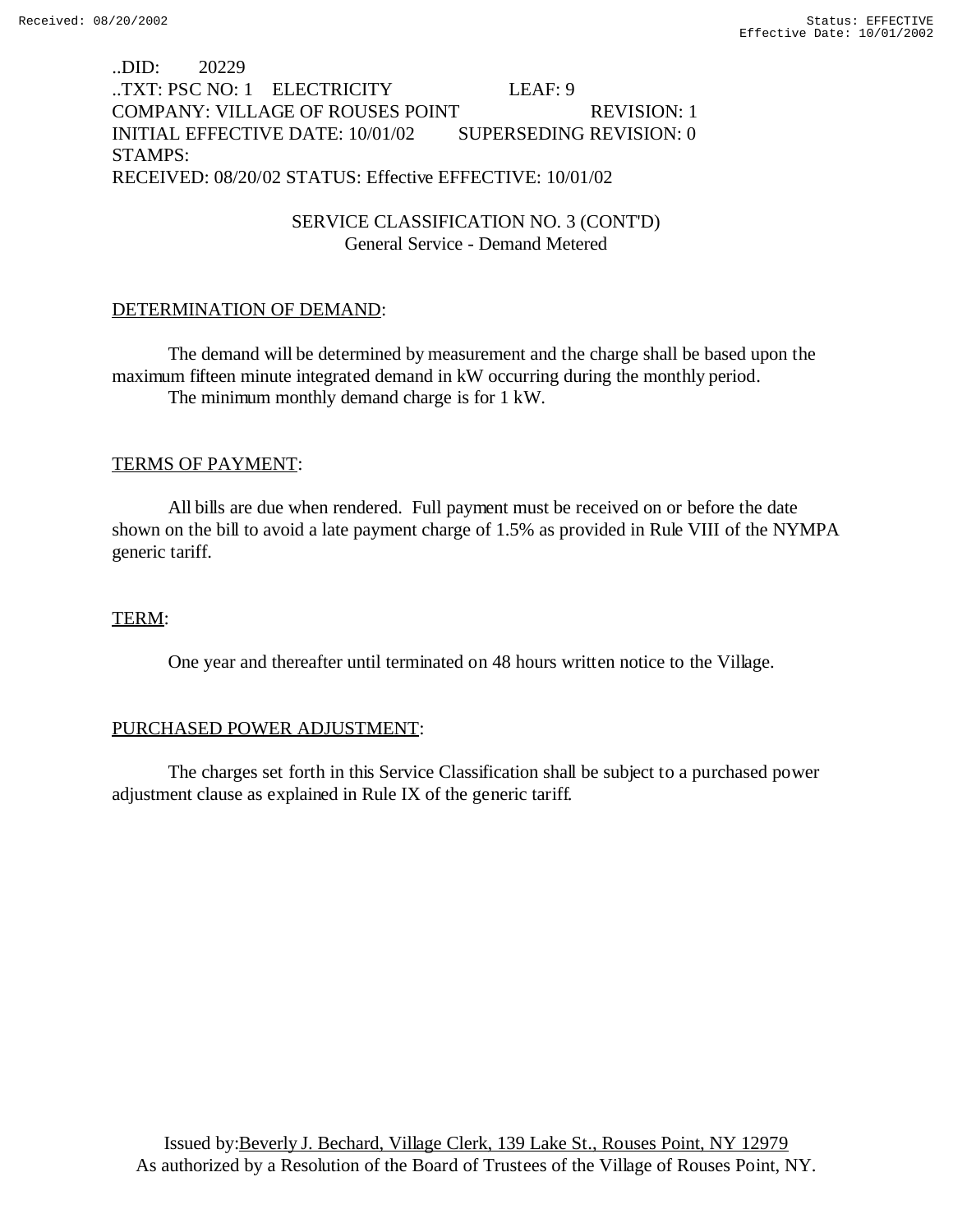..DID: 20229
..TXT: PSC NO: 1 ELECTRICITY LEAF: 9
COMPANY: VILLAGE OF ROUSES POINT REVISION: 1
INITIAL EFFECTIVE DATE: 10/01/02 SUPERSEDING REVISION: 0
STAMPS:
RECEIVED: 08/20/02 STATUS: Effective EFFECTIVE: 10/01/02

SERVICE CLASSIFICATION NO. 3 (CONT'D)
General Service - Demand Metered

DETERMINATION OF DEMAND:

The demand will be determined by measurement and the charge shall be based upon the maximum fifteen minute integrated demand in kW occurring during the monthly period.
The minimum monthly demand charge is for 1 kW.

TERMS OF PAYMENT:

All bills are due when rendered. Full payment must be received on or before the date shown on the bill to avoid a late payment charge of 1.5% as provided in Rule VIII of the NYMPA generic tariff.

TERM:

One year and thereafter until terminated on 48 hours written notice to the Village.

PURCHASED POWER ADJUSTMENT:

The charges set forth in this Service Classification shall be subject to a purchased power adjustment clause as explained in Rule IX of the generic tariff.

Issued by: Beverly J. Bechard, Village Clerk, 139 Lake St., Rouses Point, NY 12979
As authorized by a Resolution of the Board of Trustees of the Village of Rouses Point, NY.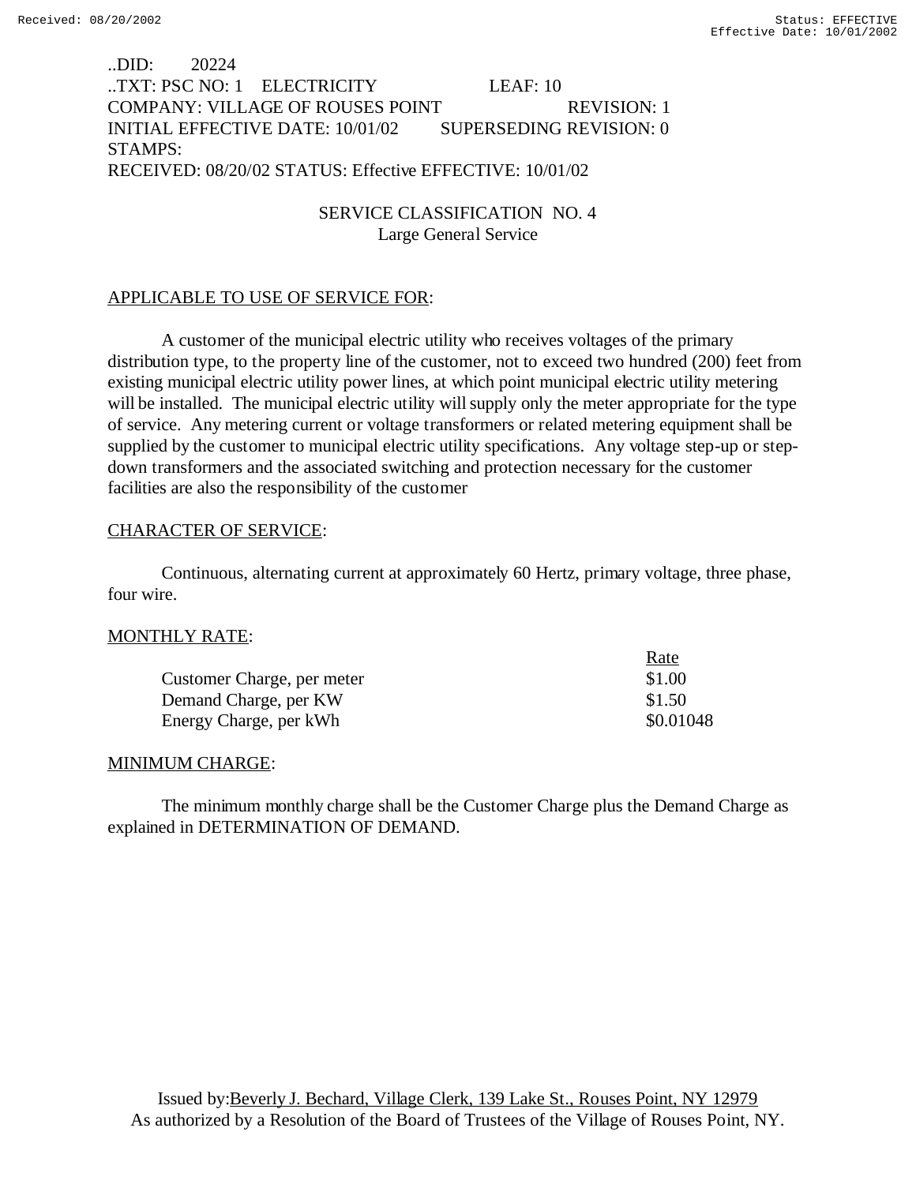..DID: 20224
..TXT: PSC NO: 1 ELECTRICITY LEAF: 10
COMPANY: VILLAGE OF ROUSES POINT REVISION: 1
INITIAL EFFECTIVE DATE: 10/01/02 SUPERSEDING REVISION: 0
STAMPS:
RECEIVED: 08/20/02 STATUS: Effective EFFECTIVE: 10/01/02

## SERVICE CLASSIFICATION NO. 4
### Large General Service

APPLICABLE TO USE OF SERVICE FOR:

A customer of the municipal electric utility who receives voltages of the primary distribution type, to the property line of the customer, not to exceed two hundred (200) feet from existing municipal electric utility power lines, at which point municipal electric utility metering will be installed. The municipal electric utility will supply only the meter appropriate for the type of service. Any metering current or voltage transformers or related metering equipment shall be supplied by the customer to municipal electric utility specifications. Any voltage step-up or step-down transformers and the associated switching and protection necessary for the customer facilities are also the responsibility of the customer

CHARACTER OF SERVICE:

Continuous, alternating current at approximately 60 Hertz, primary voltage, three phase, four wire.

MONTHLY RATE:

| | Rate |
|---|---|
| Customer Charge, per meter | $1.00 |
| Demand Charge, per KW | $1.50 |
| Energy Charge, per kWh | $0.01048 |

MINIMUM CHARGE:

The minimum monthly charge shall be the Customer Charge plus the Demand Charge as explained in DETERMINATION OF DEMAND.

Issued by: Beverly J. Bechard, Village Clerk, 139 Lake St., Rouses Point, NY 12979
As authorized by a Resolution of the Board of Trustees of the Village of Rouses Point, NY.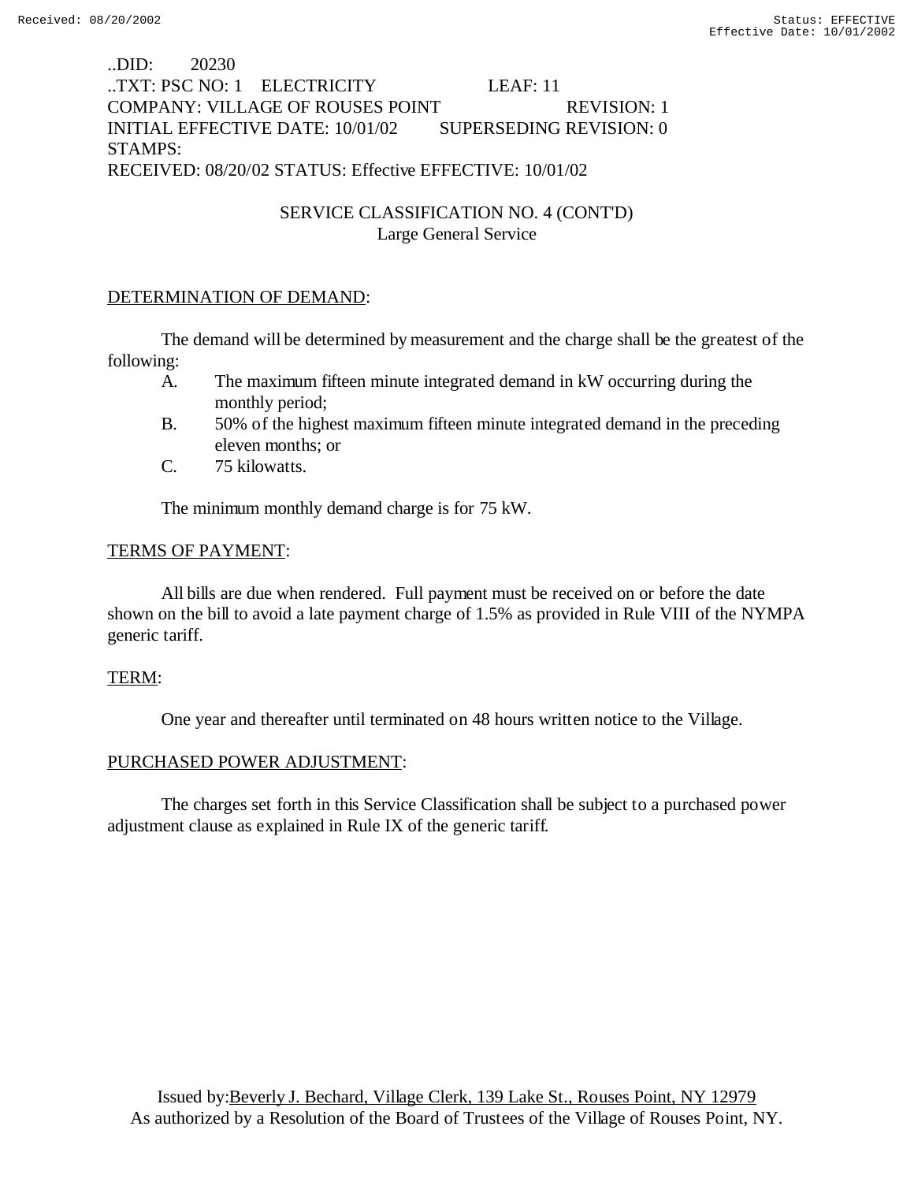..DID: 20230
..TXT: PSC NO: 1 ELECTRICITY LEAF: 11
COMPANY: VILLAGE OF ROUSES POINT REVISION: 1
INITIAL EFFECTIVE DATE: 10/01/02 SUPERSEDING REVISION: 0
STAMPS:
RECEIVED: 08/20/02 STATUS: Effective EFFECTIVE: 10/01/02

SERVICE CLASSIFICATION NO. 4 (CONT'D)
Large General Service

DETERMINATION OF DEMAND:

The demand will be determined by measurement and the charge shall be the greatest of the following:

A. The maximum fifteen minute integrated demand in kW occurring during the monthly period;
B. 50% of the highest maximum fifteen minute integrated demand in the preceding eleven months; or
C. 75 kilowatts.

The minimum monthly demand charge is for 75 kW.

TERMS OF PAYMENT:

All bills are due when rendered. Full payment must be received on or before the date shown on the bill to avoid a late payment charge of 1.5% as provided in Rule VIII of the NYMPA generic tariff.

TERM:

One year and thereafter until terminated on 48 hours written notice to the Village.

PURCHASED POWER ADJUSTMENT:

The charges set forth in this Service Classification shall be subject to a purchased power adjustment clause as explained in Rule IX of the generic tariff.

Issued by: Beverly J. Bechard, Village Clerk, 139 Lake St., Rouses Point, NY 12979
As authorized by a Resolution of the Board of Trustees of the Village of Rouses Point, NY.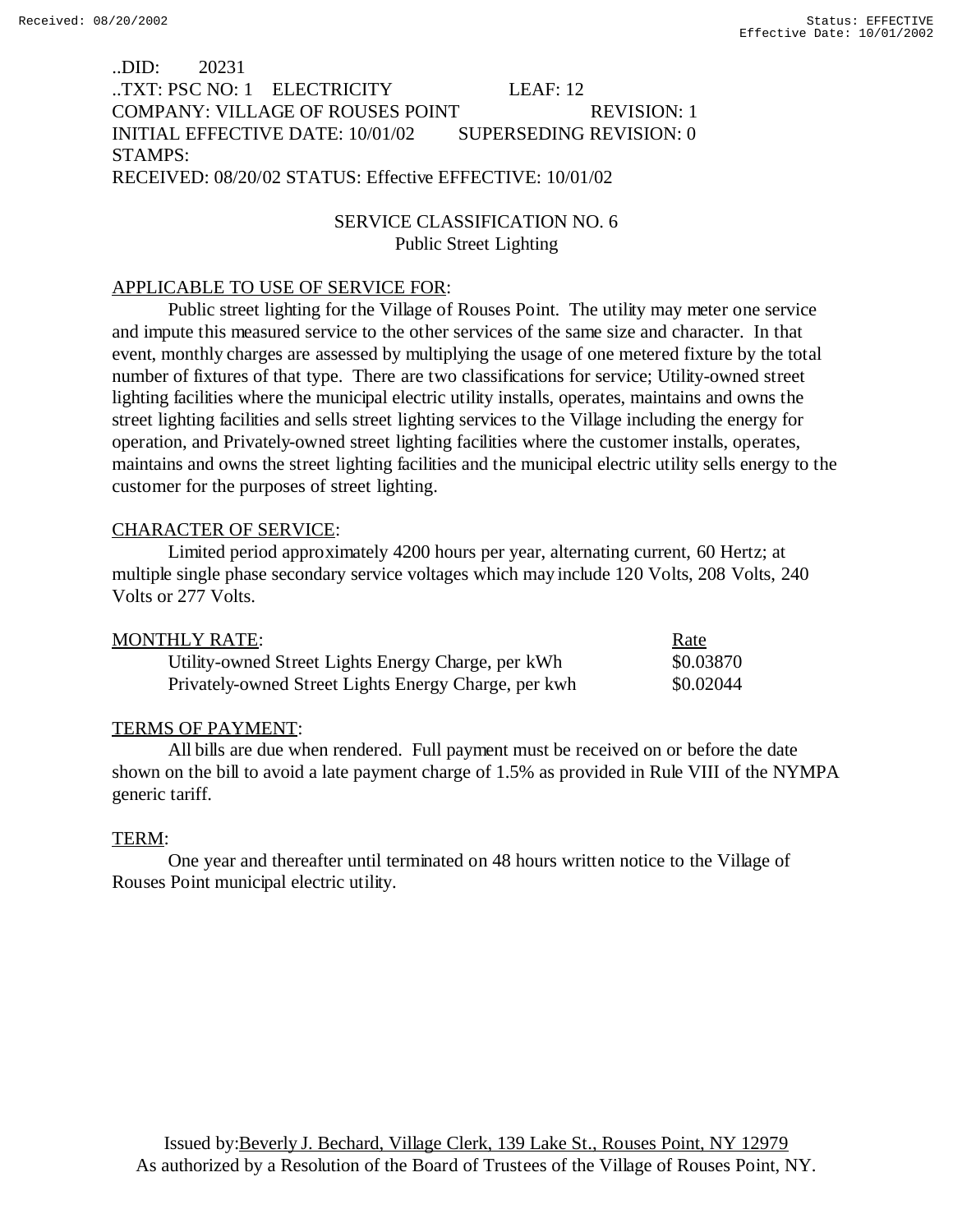..DID: 20231
..TXT: PSC NO: 1 ELECTRICITY LEAF: 12
COMPANY: VILLAGE OF ROUSES POINT REVISION: 1
INITIAL EFFECTIVE DATE: 10/01/02 SUPERSEDING REVISION: 0
STAMPS:
RECEIVED: 08/20/02 STATUS: Effective EFFECTIVE: 10/01/02

## SERVICE CLASSIFICATION NO. 6
### Public Street Lighting

APPLICABLE TO USE OF SERVICE FOR:

Public street lighting for the Village of Rouses Point. The utility may meter one service and impute this measured service to the other services of the same size and character. In that event, monthly charges are assessed by multiplying the usage of one metered fixture by the total number of fixtures of that type. There are two classifications for service; Utility-owned street lighting facilities where the municipal electric utility installs, operates, maintains and owns the street lighting facilities and sells street lighting services to the Village including the energy for operation, and Privately-owned street lighting facilities where the customer installs, operates, maintains and owns the street lighting facilities and the municipal electric utility sells energy to the customer for the purposes of street lighting.

CHARACTER OF SERVICE:

Limited period approximately 4200 hours per year, alternating current, 60 Hertz; at multiple single phase secondary service voltages which may include 120 Volts, 208 Volts, 240 Volts or 277 Volts.

| MONTHLY RATE: | Rate |
|---|---|
| Utility-owned Street Lights Energy Charge, per kWh | $0.03870 |
| Privately-owned Street Lights Energy Charge, per kwh | $0.02044 |

TERMS OF PAYMENT:

All bills are due when rendered. Full payment must be received on or before the date shown on the bill to avoid a late payment charge of 1.5% as provided in Rule VIII of the NYMPA generic tariff.

TERM:

One year and thereafter until terminated on 48 hours written notice to the Village of Rouses Point municipal electric utility.

Issued by: Beverly J. Bechard, Village Clerk, 139 Lake St., Rouses Point, NY 12979
As authorized by a Resolution of the Board of Trustees of the Village of Rouses Point, NY.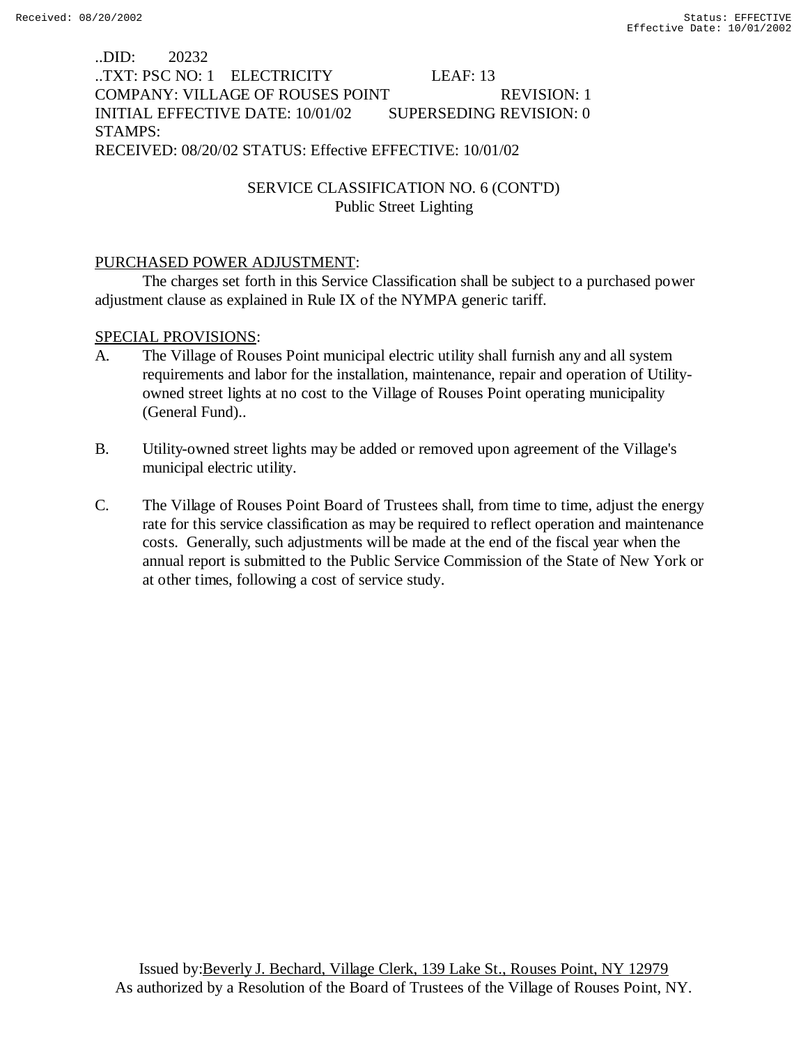..DID: 20232
..TXT: PSC NO: 1 ELECTRICITY LEAF: 13
COMPANY: VILLAGE OF ROUSES POINT REVISION: 1
INITIAL EFFECTIVE DATE: 10/01/02 SUPERSEDING REVISION: 0
STAMPS:
RECEIVED: 08/20/02 STATUS: Effective EFFECTIVE: 10/01/02

SERVICE CLASSIFICATION NO. 6 (CONT'D)
Public Street Lighting

PURCHASED POWER ADJUSTMENT:

The charges set forth in this Service Classification shall be subject to a purchased power adjustment clause as explained in Rule IX of the NYMPA generic tariff.

SPECIAL PROVISIONS:

A. The Village of Rouses Point municipal electric utility shall furnish any and all system requirements and labor for the installation, maintenance, repair and operation of Utility-owned street lights at no cost to the Village of Rouses Point operating municipality (General Fund)..

B. Utility-owned street lights may be added or removed upon agreement of the Village's municipal electric utility.

C. The Village of Rouses Point Board of Trustees shall, from time to time, adjust the energy rate for this service classification as may be required to reflect operation and maintenance costs. Generally, such adjustments will be made at the end of the fiscal year when the annual report is submitted to the Public Service Commission of the State of New York or at other times, following a cost of service study.

Issued by: Beverly J. Bechard, Village Clerk, 139 Lake St., Rouses Point, NY 12979
As authorized by a Resolution of the Board of Trustees of the Village of Rouses Point, NY.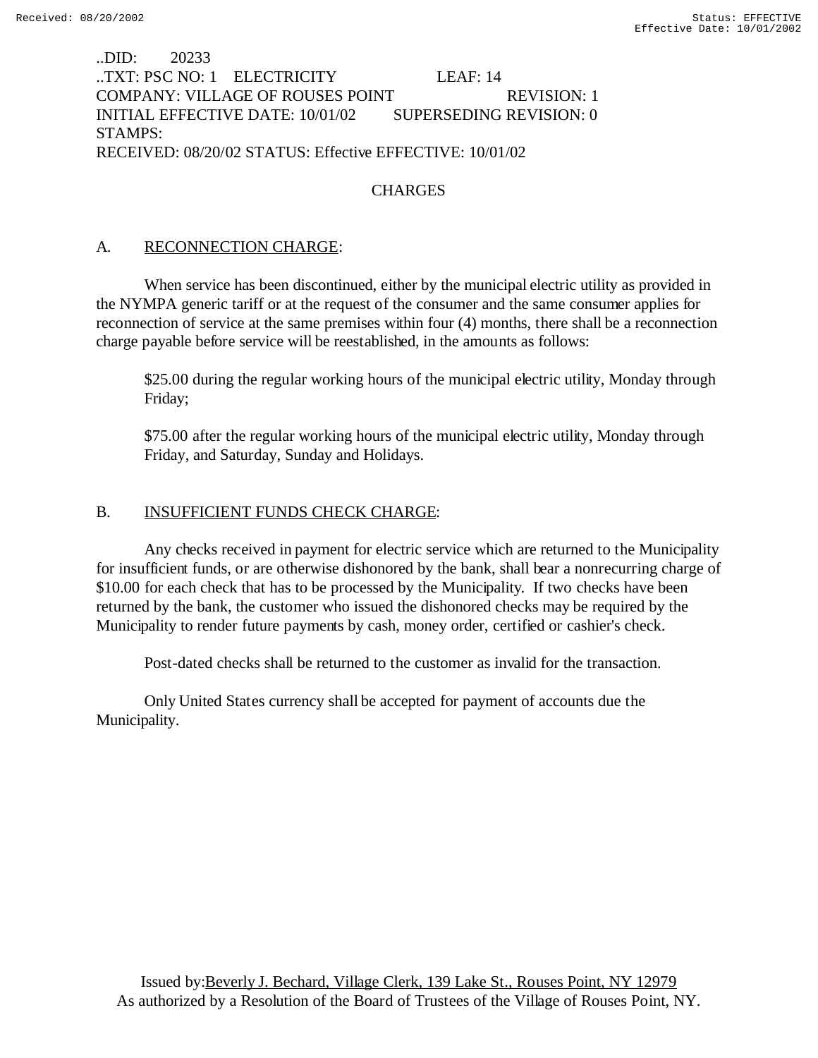..DID: 20233
..TXT: PSC NO: 1 ELECTRICITY LEAF: 14
COMPANY: VILLAGE OF ROUSES POINT REVISION: 1
INITIAL EFFECTIVE DATE: 10/01/02 SUPERSEDING REVISION: 0
STAMPS:
RECEIVED: 08/20/02 STATUS: Effective EFFECTIVE: 10/01/02

## CHARGES

A. RECONNECTION CHARGE:

When service has been discontinued, either by the municipal electric utility as provided in the NYMPA generic tariff or at the request of the consumer and the same consumer applies for reconnection of service at the same premises within four (4) months, there shall be a reconnection charge payable before service will be reestablished, in the amounts as follows:

$25.00 during the regular working hours of the municipal electric utility, Monday through Friday;

$75.00 after the regular working hours of the municipal electric utility, Monday through Friday, and Saturday, Sunday and Holidays.

B. INSUFFICIENT FUNDS CHECK CHARGE:

Any checks received in payment for electric service which are returned to the Municipality for insufficient funds, or are otherwise dishonored by the bank, shall bear a nonrecurring charge of $10.00 for each check that has to be processed by the Municipality. If two checks have been returned by the bank, the customer who issued the dishonored checks may be required by the Municipality to render future payments by cash, money order, certified or cashier's check.

Post-dated checks shall be returned to the customer as invalid for the transaction.

Only United States currency shall be accepted for payment of accounts due the Municipality.

Issued by: Beverly J. Bechard, Village Clerk, 139 Lake St., Rouses Point, NY 12979
As authorized by a Resolution of the Board of Trustees of the Village of Rouses Point, NY.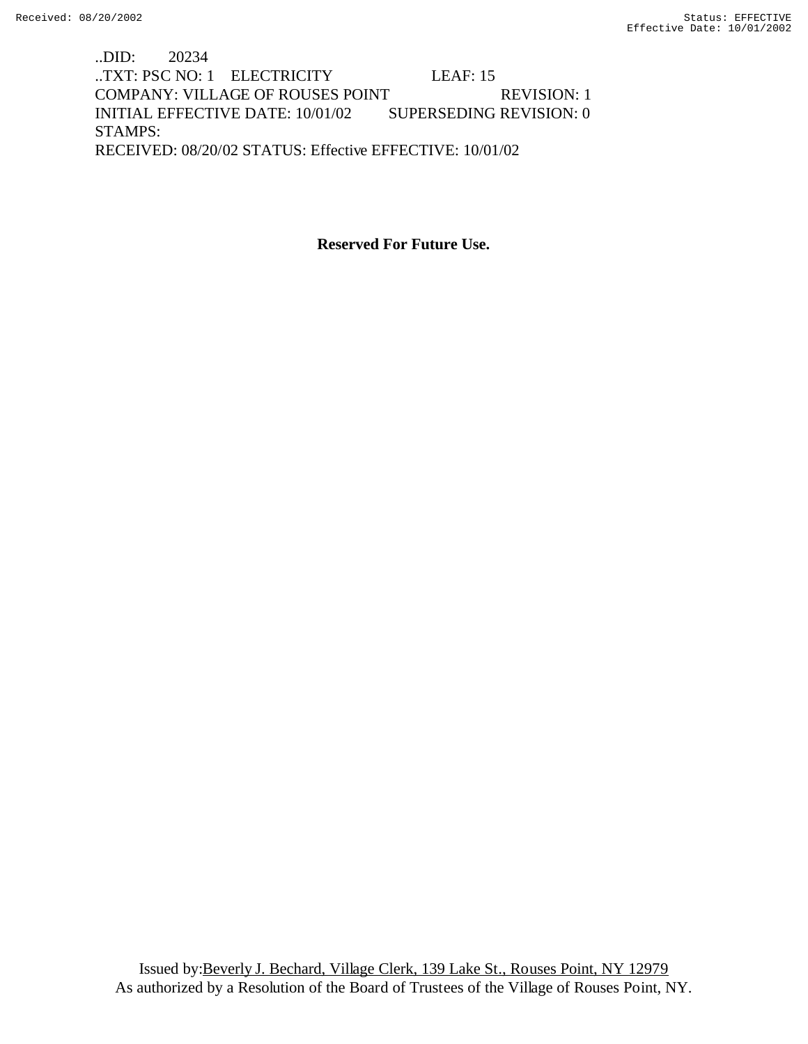..DID: 20234
..TXT: PSC NO: 1 ELECTRICITY LEAF: 15
COMPANY: VILLAGE OF ROUSES POINT REVISION: 1
INITIAL EFFECTIVE DATE: 10/01/02 SUPERSEDING REVISION: 0
STAMPS:
RECEIVED: 08/20/02 STATUS: Effective EFFECTIVE: 10/01/02

**Reserved For Future Use.**

Issued by: Beverly J. Bechard, Village Clerk, 139 Lake St., Rouses Point, NY 12979
As authorized by a Resolution of the Board of Trustees of the Village of Rouses Point, NY.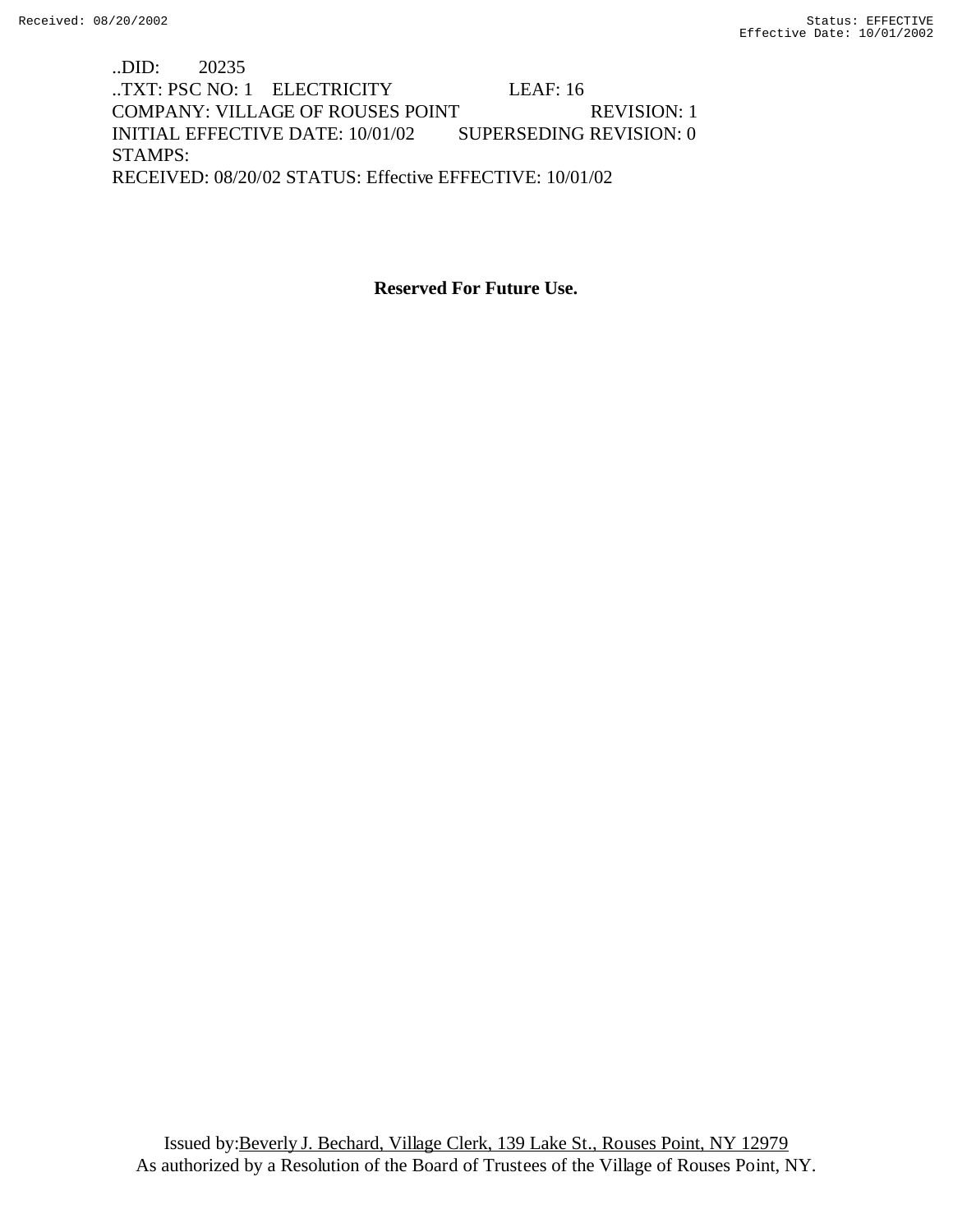..DID: 20235
..TXT: PSC NO: 1 ELECTRICITY LEAF: 16
COMPANY: VILLAGE OF ROUSES POINT REVISION: 1
INITIAL EFFECTIVE DATE: 10/01/02 SUPERSEDING REVISION: 0
STAMPS:
RECEIVED: 08/20/02 STATUS: Effective EFFECTIVE: 10/01/02

**Reserved For Future Use.**

Issued by: Beverly J. Bechard, Village Clerk, 139 Lake St., Rouses Point, NY 12979
As authorized by a Resolution of the Board of Trustees of the Village of Rouses Point, NY.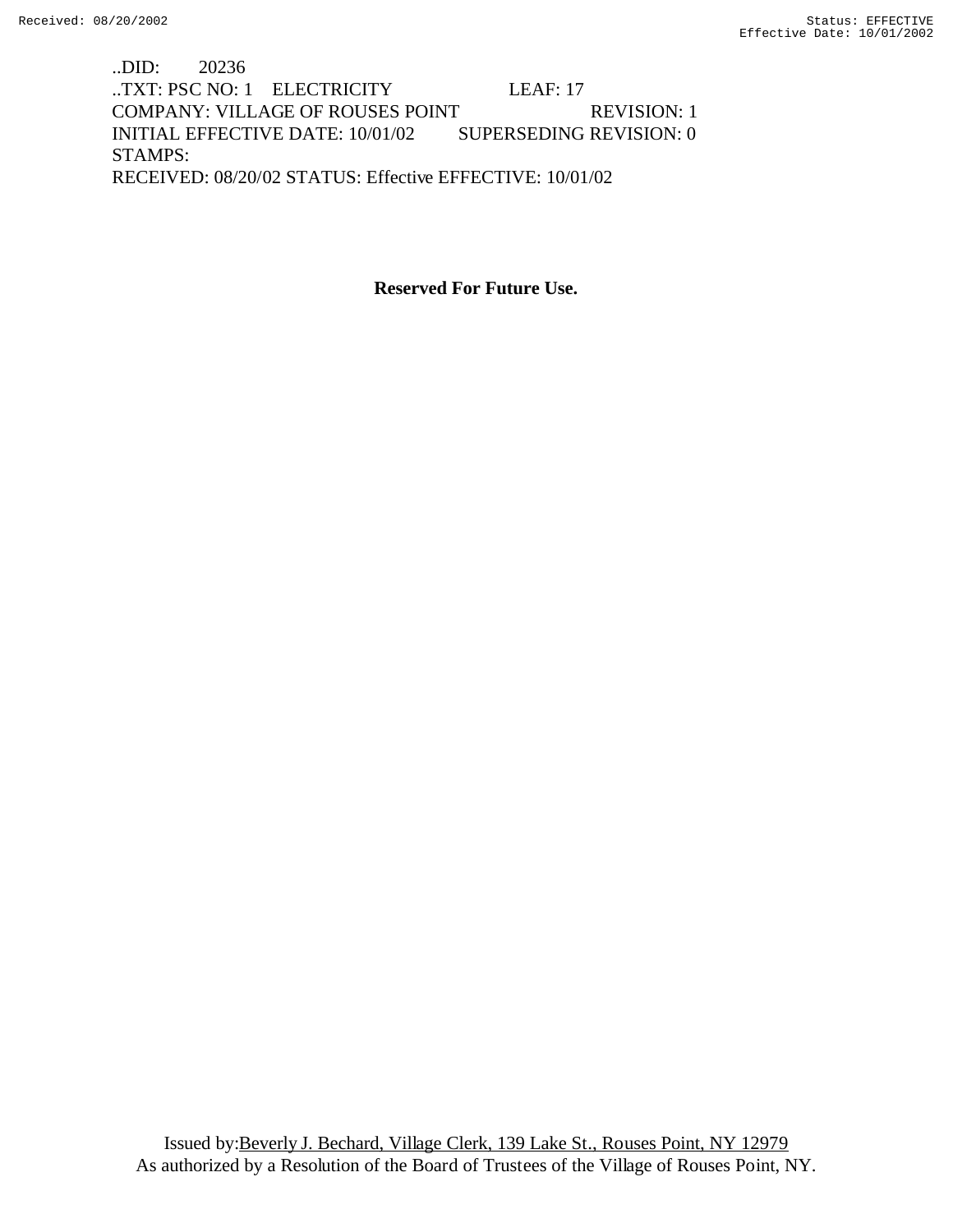..DID: 20236
..TXT: PSC NO: 1 ELECTRICITY LEAF: 17
COMPANY: VILLAGE OF ROUSES POINT REVISION: 1
INITIAL EFFECTIVE DATE: 10/01/02 SUPERSEDING REVISION: 0
STAMPS:
RECEIVED: 08/20/02 STATUS: Effective EFFECTIVE: 10/01/02

**Reserved For Future Use.**

Issued by: Beverly J. Bechard, Village Clerk, 139 Lake St., Rouses Point, NY 12979
As authorized by a Resolution of the Board of Trustees of the Village of Rouses Point, NY.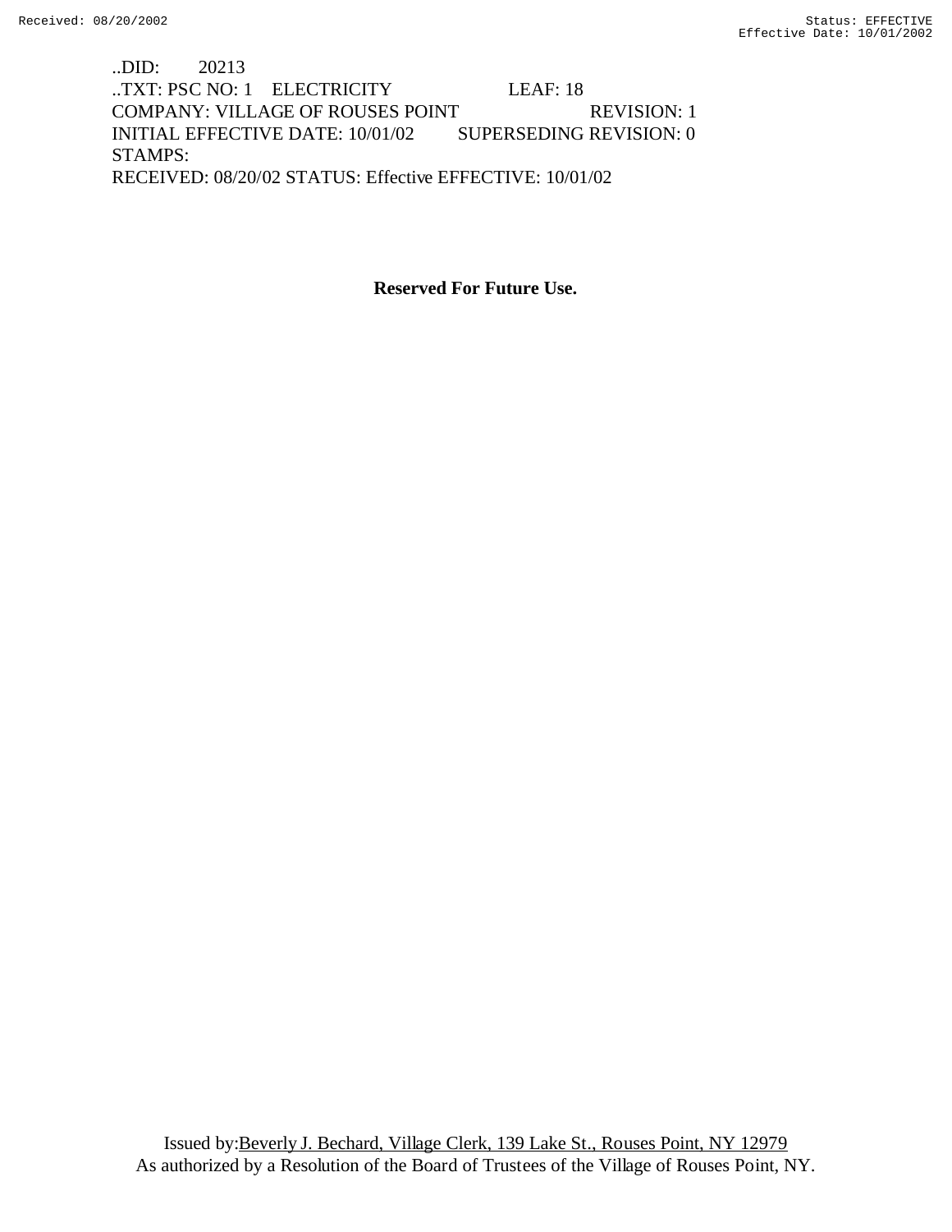..DID: 20213
..TXT: PSC NO: 1 ELECTRICITY LEAF: 18
COMPANY: VILLAGE OF ROUSES POINT REVISION: 1
INITIAL EFFECTIVE DATE: 10/01/02 SUPERSEDING REVISION: 0
STAMPS:
RECEIVED: 08/20/02 STATUS: Effective EFFECTIVE: 10/01/02

**Reserved For Future Use.**

Issued by: Beverly J. Bechard, Village Clerk, 139 Lake St., Rouses Point, NY 12979
As authorized by a Resolution of the Board of Trustees of the Village of Rouses Point, NY.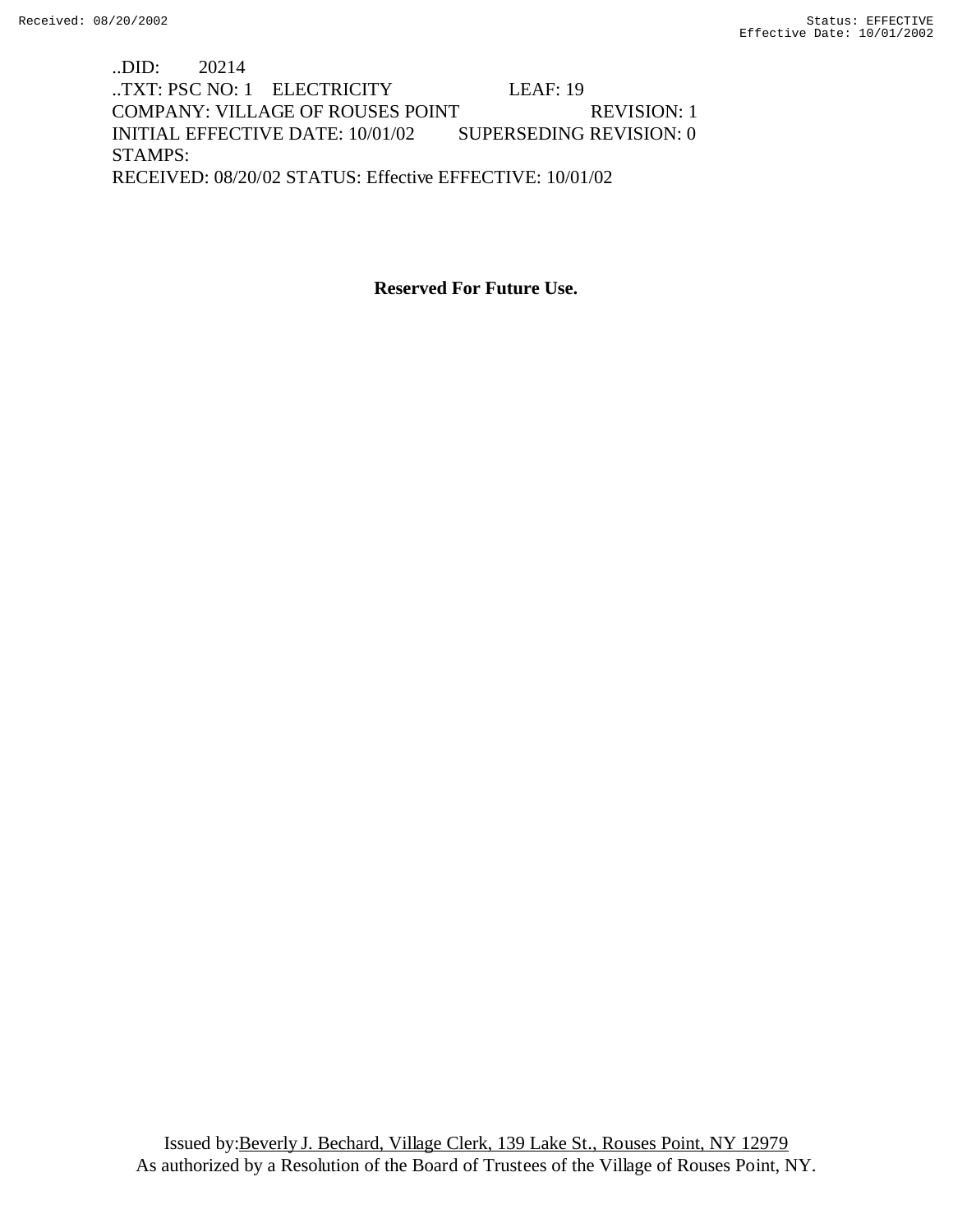..DID: 20214
..TXT: PSC NO: 1 ELECTRICITY LEAF: 19
COMPANY: VILLAGE OF ROUSES POINT REVISION: 1
INITIAL EFFECTIVE DATE: 10/01/02 SUPERSEDING REVISION: 0
STAMPS:
RECEIVED: 08/20/02 STATUS: Effective EFFECTIVE: 10/01/02

**Reserved For Future Use.**

Issued by: Beverly J. Bechard, Village Clerk, 139 Lake St., Rouses Point, NY 12979
As authorized by a Resolution of the Board of Trustees of the Village of Rouses Point, NY.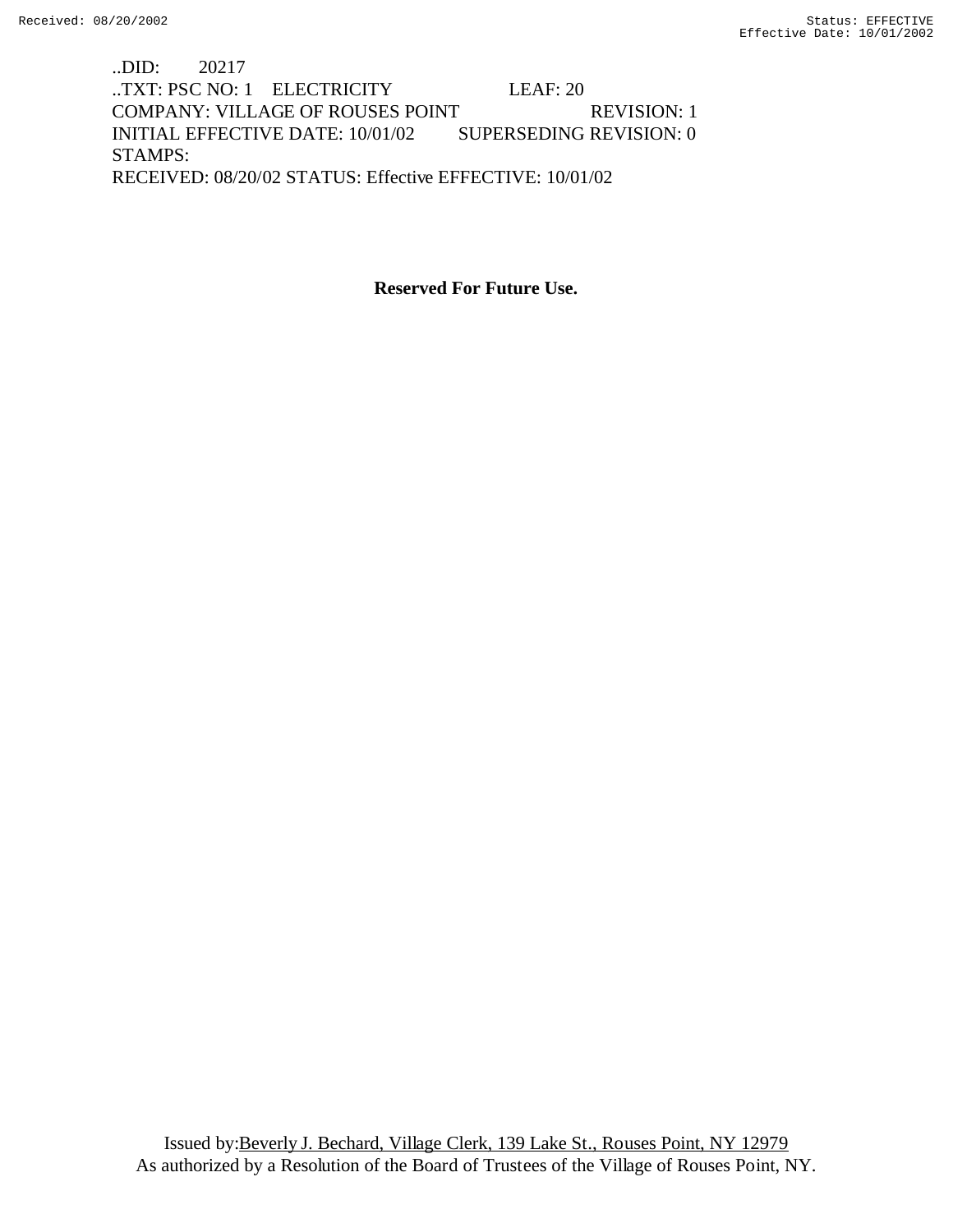..DID: 20217
..TXT: PSC NO: 1 ELECTRICITY LEAF: 20
COMPANY: VILLAGE OF ROUSES POINT REVISION: 1
INITIAL EFFECTIVE DATE: 10/01/02 SUPERSEDING REVISION: 0
STAMPS:
RECEIVED: 08/20/02 STATUS: Effective EFFECTIVE: 10/01/02

**Reserved For Future Use.**

Issued by: Beverly J. Bechard, Village Clerk, 139 Lake St., Rouses Point, NY 12979
As authorized by a Resolution of the Board of Trustees of the Village of Rouses Point, NY.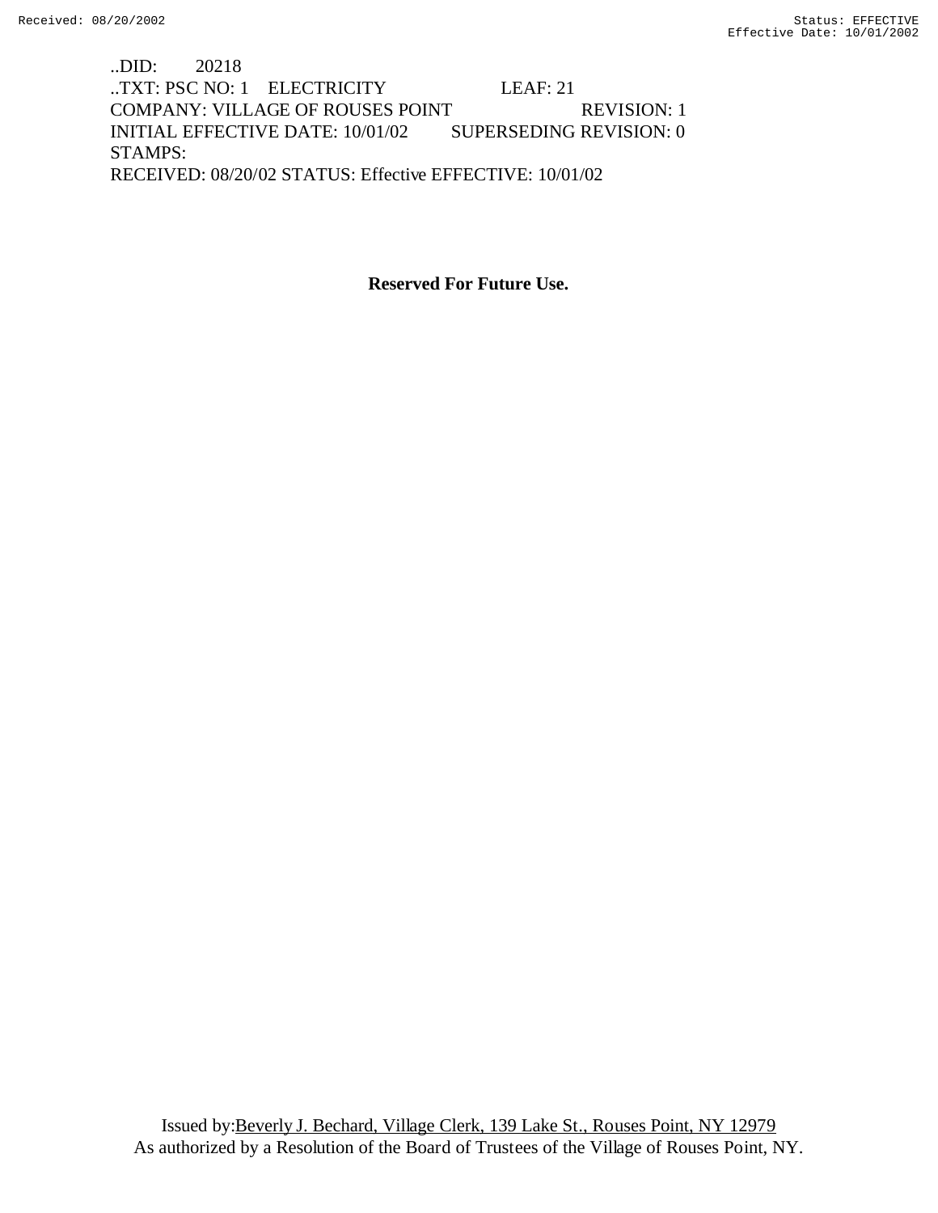..DID: 20218
..TXT: PSC NO: 1 ELECTRICITY LEAF: 21
COMPANY: VILLAGE OF ROUSES POINT REVISION: 1
INITIAL EFFECTIVE DATE: 10/01/02 SUPERSEDING REVISION: 0
STAMPS:
RECEIVED: 08/20/02 STATUS: Effective EFFECTIVE: 10/01/02

**Reserved For Future Use.**

Issued by: Beverly J. Bechard, Village Clerk, 139 Lake St., Rouses Point, NY 12979
As authorized by a Resolution of the Board of Trustees of the Village of Rouses Point, NY.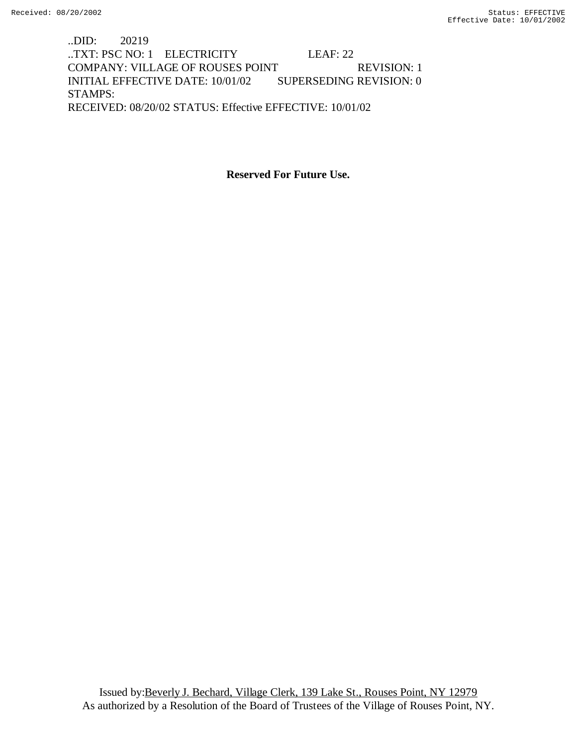..DID: 20219
..TXT: PSC NO: 1 ELECTRICITY LEAF: 22
COMPANY: VILLAGE OF ROUSES POINT REVISION: 1
INITIAL EFFECTIVE DATE: 10/01/02 SUPERSEDING REVISION: 0
STAMPS:
RECEIVED: 08/20/02 STATUS: Effective EFFECTIVE: 10/01/02

**Reserved For Future Use.**

Issued by: Beverly J. Bechard, Village Clerk, 139 Lake St., Rouses Point, NY 12979
As authorized by a Resolution of the Board of Trustees of the Village of Rouses Point, NY.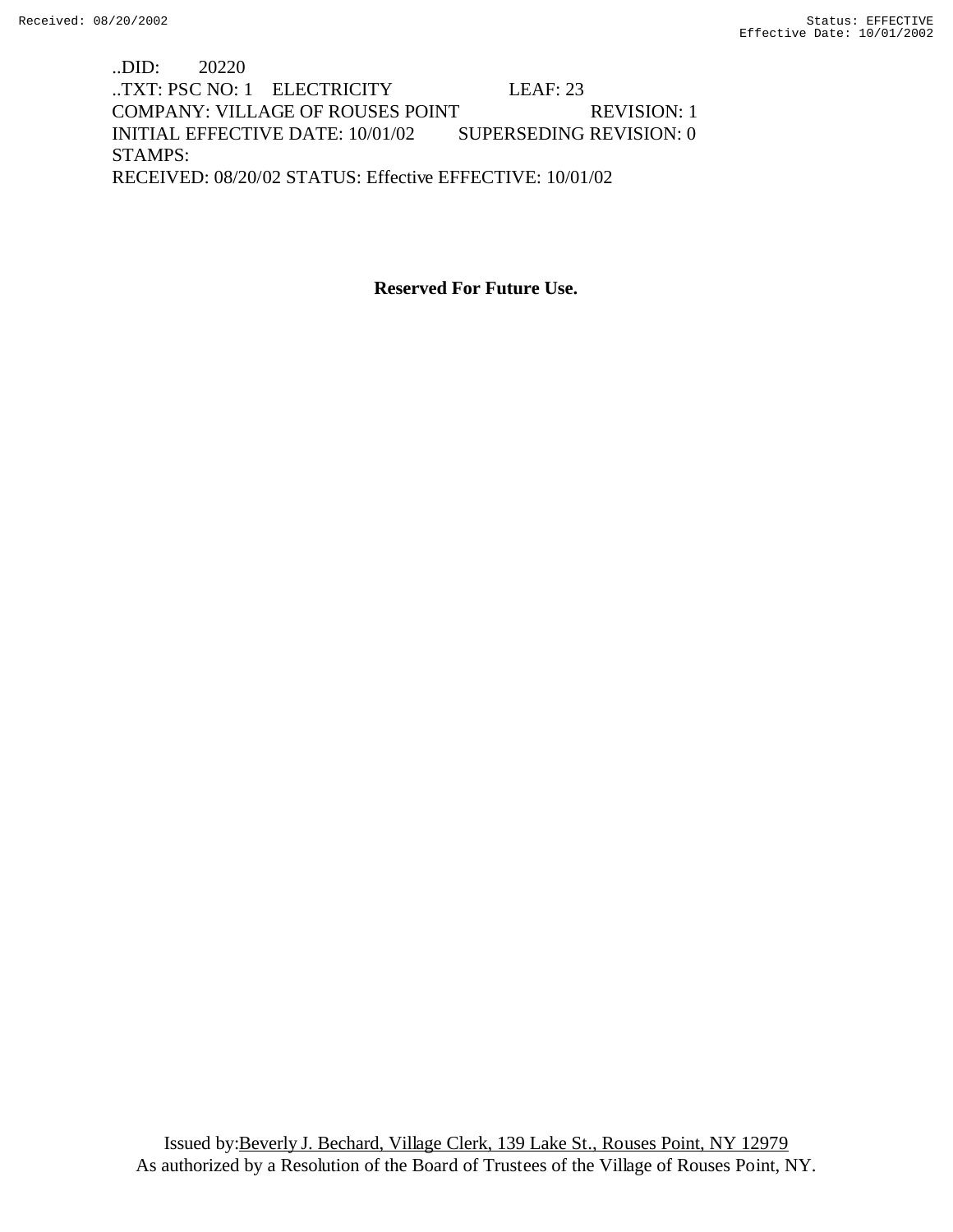..DID: 20220
..TXT: PSC NO: 1 ELECTRICITY LEAF: 23
COMPANY: VILLAGE OF ROUSES POINT REVISION: 1
INITIAL EFFECTIVE DATE: 10/01/02 SUPERSEDING REVISION: 0
STAMPS:
RECEIVED: 08/20/02 STATUS: Effective EFFECTIVE: 10/01/02

**Reserved For Future Use.**

Issued by:Beverly J. Bechard, Village Clerk, 139 Lake St., Rouses Point, NY 12979
As authorized by a Resolution of the Board of Trustees of the Village of Rouses Point, NY.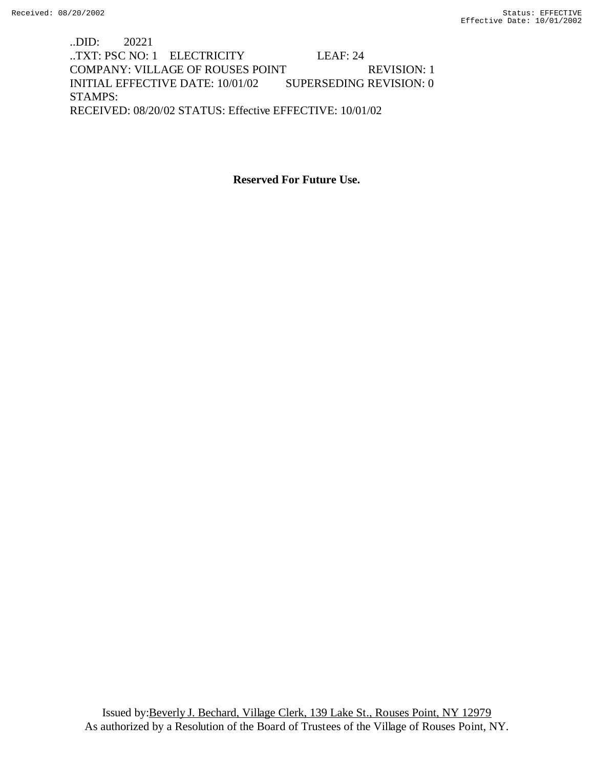..DID: 20221
..TXT: PSC NO: 1 ELECTRICITY LEAF: 24
COMPANY: VILLAGE OF ROUSES POINT REVISION: 1
INITIAL EFFECTIVE DATE: 10/01/02 SUPERSEDING REVISION: 0
STAMPS:
RECEIVED: 08/20/02 STATUS: Effective EFFECTIVE: 10/01/02

**Reserved For Future Use.**

Issued by:Beverly J. Bechard, Village Clerk, 139 Lake St., Rouses Point, NY 12979
As authorized by a Resolution of the Board of Trustees of the Village of Rouses Point, NY.